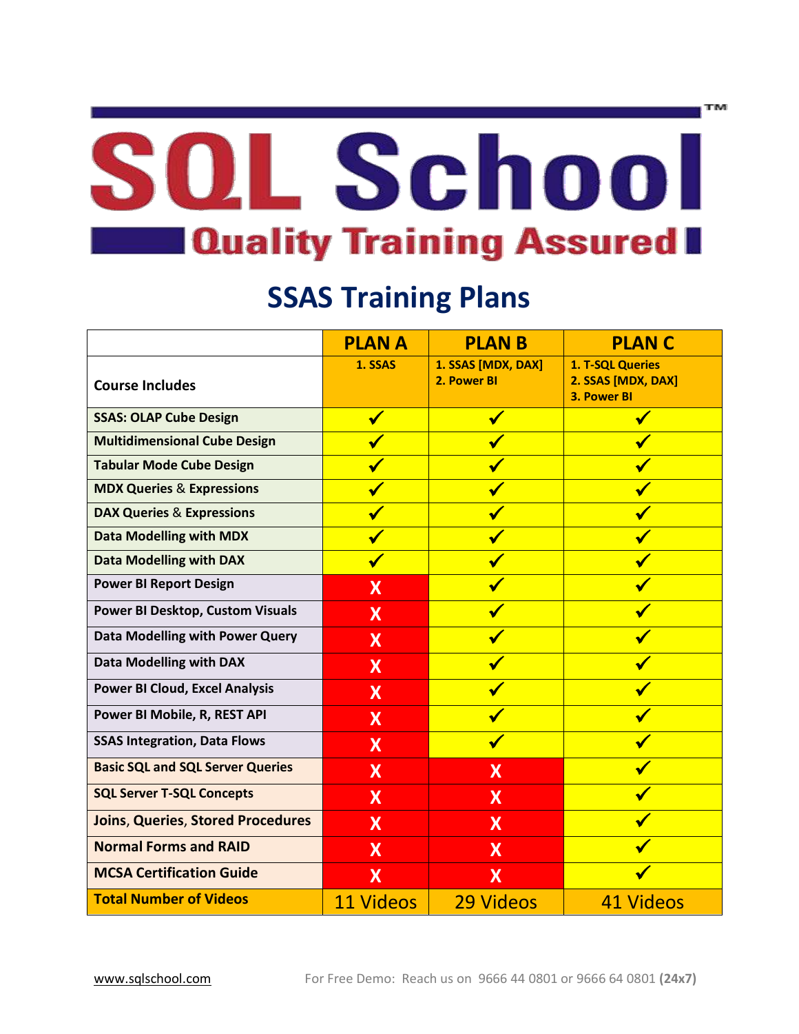# SQL School™

**Quality Training Assured**

## SSAS Training Plans

| | PLAN A | PLAN B | PLAN C |
|---|---|---|---|
| **Course Includes** | 1. SSAS | 1. SSAS [MDX, DAX]<br>2. Power BI | 1. T-SQL Queries<br>2. SSAS [MDX, DAX]<br>3. Power BI |
| **SSAS: OLAP Cube Design** | ✓ | ✓ | ✓ |
| **Multidimensional Cube Design** | ✓ | ✓ | ✓ |
| **Tabular Mode Cube Design** | ✓ | ✓ | ✓ |
| **MDX Queries & Expressions** | ✓ | ✓ | ✓ |
| **DAX Queries & Expressions** | ✓ | ✓ | ✓ |
| **Data Modelling with MDX** | ✓ | ✓ | ✓ |
| **Data Modelling with DAX** | ✓ | ✓ | ✓ |
| **Power BI Report Design** | X | ✓ | ✓ |
| **Power BI Desktop, Custom Visuals** | X | ✓ | ✓ |
| **Data Modelling with Power Query** | X | ✓ | ✓ |
| **Data Modelling with DAX** | X | ✓ | ✓ |
| **Power BI Cloud, Excel Analysis** | X | ✓ | ✓ |
| **Power BI Mobile, R, REST API** | X | ✓ | ✓ |
| **SSAS Integration, Data Flows** | X | ✓ | ✓ |
| **Basic SQL and SQL Server Queries** | X | X | ✓ |
| **SQL Server T-SQL Concepts** | X | X | ✓ |
| **Joins, Queries, Stored Procedures** | X | X | ✓ |
| **Normal Forms and RAID** | X | X | ✓ |
| **MCSA Certification Guide** | X | X | ✓ |
| **Total Number of Videos** | 11 Videos | 29 Videos | 41 Videos |

www.sqlschool.com For Free Demo: Reach us on 9666 44 0801 or 9666 64 0801 **(24x7)**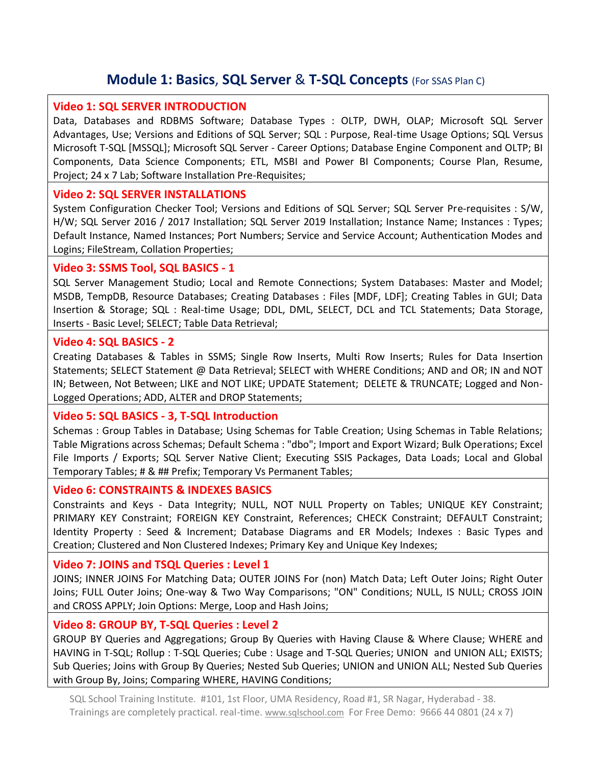# Module 1: Basics, SQL Server & T-SQL Concepts (For SSAS Plan C)

### Video 1: SQL SERVER INTRODUCTION

Data, Databases and RDBMS Software; Database Types : OLTP, DWH, OLAP; Microsoft SQL Server Advantages, Use; Versions and Editions of SQL Server; SQL : Purpose, Real-time Usage Options; SQL Versus Microsoft T-SQL [MSSQL]; Microsoft SQL Server - Career Options; Database Engine Component and OLTP; BI Components, Data Science Components; ETL, MSBI and Power BI Components; Course Plan, Resume, Project; 24 x 7 Lab; Software Installation Pre-Requisites;

### Video 2: SQL SERVER INSTALLATIONS

System Configuration Checker Tool; Versions and Editions of SQL Server; SQL Server Pre-requisites : S/W, H/W; SQL Server 2016 / 2017 Installation; SQL Server 2019 Installation; Instance Name; Instances : Types; Default Instance, Named Instances; Port Numbers; Service and Service Account; Authentication Modes and Logins; FileStream, Collation Properties;

### Video 3: SSMS Tool, SQL BASICS - 1

SQL Server Management Studio; Local and Remote Connections; System Databases: Master and Model; MSDB, TempDB, Resource Databases; Creating Databases : Files [MDF, LDF]; Creating Tables in GUI; Data Insertion & Storage; SQL : Real-time Usage; DDL, DML, SELECT, DCL and TCL Statements; Data Storage, Inserts - Basic Level; SELECT; Table Data Retrieval;

### Video 4: SQL BASICS - 2

Creating Databases & Tables in SSMS; Single Row Inserts, Multi Row Inserts; Rules for Data Insertion Statements; SELECT Statement @ Data Retrieval; SELECT with WHERE Conditions; AND and OR; IN and NOT IN; Between, Not Between; LIKE and NOT LIKE; UPDATE Statement; DELETE & TRUNCATE; Logged and Non-Logged Operations; ADD, ALTER and DROP Statements;

### Video 5: SQL BASICS - 3, T-SQL Introduction

Schemas : Group Tables in Database; Using Schemas for Table Creation; Using Schemas in Table Relations; Table Migrations across Schemas; Default Schema : "dbo"; Import and Export Wizard; Bulk Operations; Excel File Imports / Exports; SQL Server Native Client; Executing SSIS Packages, Data Loads; Local and Global Temporary Tables; # & ## Prefix; Temporary Vs Permanent Tables;

### Video 6: CONSTRAINTS & INDEXES BASICS

Constraints and Keys - Data Integrity; NULL, NOT NULL Property on Tables; UNIQUE KEY Constraint; PRIMARY KEY Constraint; FOREIGN KEY Constraint, References; CHECK Constraint; DEFAULT Constraint; Identity Property : Seed & Increment; Database Diagrams and ER Models; Indexes : Basic Types and Creation; Clustered and Non Clustered Indexes; Primary Key and Unique Key Indexes;

### Video 7: JOINS and TSQL Queries : Level 1

JOINS; INNER JOINS For Matching Data; OUTER JOINS For (non) Match Data; Left Outer Joins; Right Outer Joins; FULL Outer Joins; One-way & Two Way Comparisons; "ON" Conditions; NULL, IS NULL; CROSS JOIN and CROSS APPLY; Join Options: Merge, Loop and Hash Joins;

### Video 8: GROUP BY, T-SQL Queries : Level 2

GROUP BY Queries and Aggregations; Group By Queries with Having Clause & Where Clause; WHERE and HAVING in T-SQL; Rollup : T-SQL Queries; Cube : Usage and T-SQL Queries; UNION and UNION ALL; EXISTS; Sub Queries; Joins with Group By Queries; Nested Sub Queries; UNION and UNION ALL; Nested Sub Queries with Group By, Joins; Comparing WHERE, HAVING Conditions;

SQL School Training Institute. #101, 1st Floor, UMA Residency, Road #1, SR Nagar, Hyderabad - 38.
Trainings are completely practical. real-time. www.sqlschool.com For Free Demo: 9666 44 0801 (24 x 7)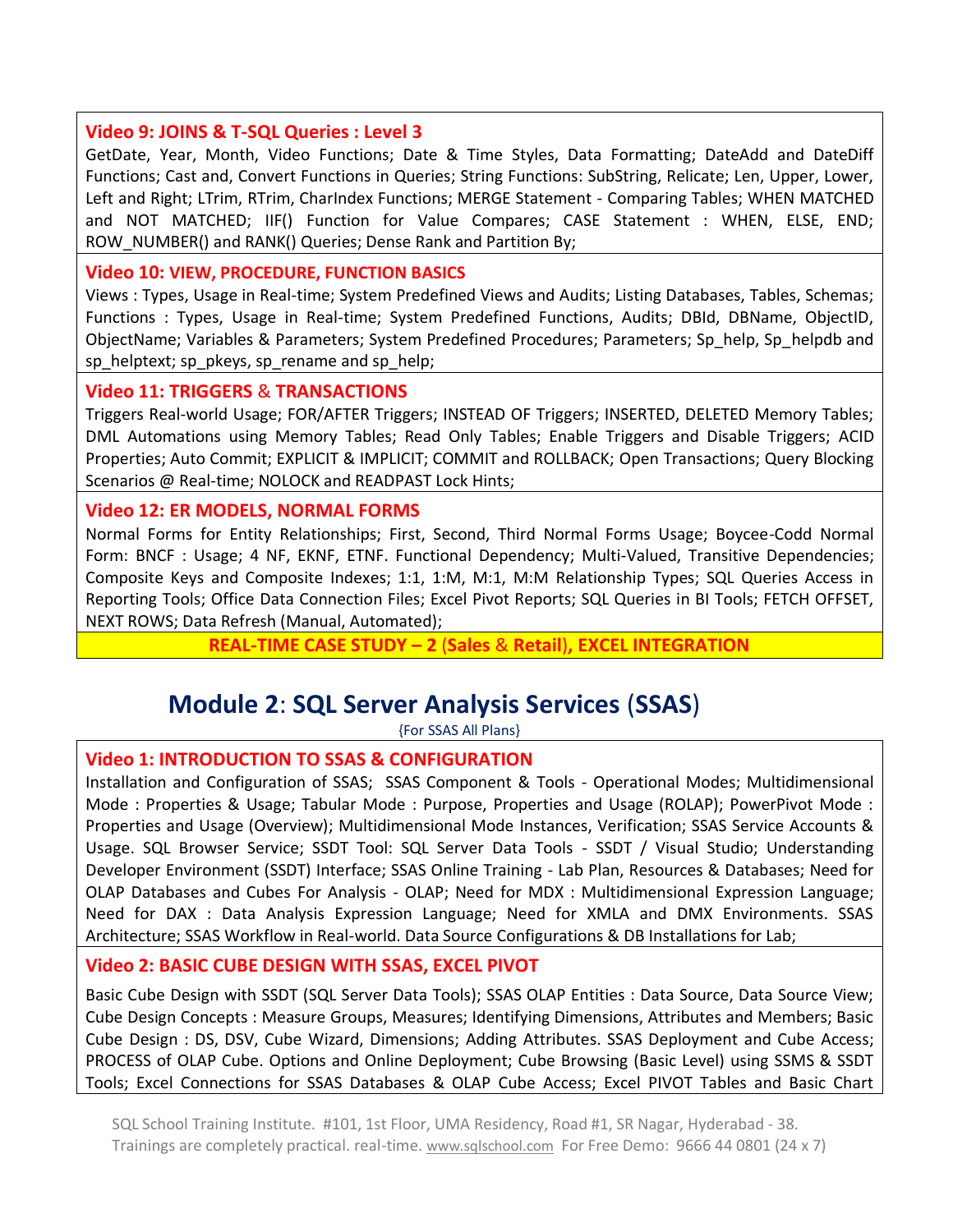### Video 9: JOINS & T-SQL Queries : Level 3

GetDate, Year, Month, Video Functions; Date & Time Styles, Data Formatting; DateAdd and DateDiff Functions; Cast and, Convert Functions in Queries; String Functions: SubString, Relicate; Len, Upper, Lower, Left and Right; LTrim, RTrim, CharIndex Functions; MERGE Statement - Comparing Tables; WHEN MATCHED and NOT MATCHED; IIF() Function for Value Compares; CASE Statement : WHEN, ELSE, END; ROW_NUMBER() and RANK() Queries; Dense Rank and Partition By;

### Video 10: VIEW, PROCEDURE, FUNCTION BASICS

Views : Types, Usage in Real-time; System Predefined Views and Audits; Listing Databases, Tables, Schemas; Functions : Types, Usage in Real-time; System Predefined Functions, Audits; DBId, DBName, ObjectID, ObjectName; Variables & Parameters; System Predefined Procedures; Parameters; Sp_help, Sp_helpdb and sp_helptext; sp_pkeys, sp_rename and sp_help;

### Video 11: TRIGGERS & TRANSACTIONS

Triggers Real-world Usage; FOR/AFTER Triggers; INSTEAD OF Triggers; INSERTED, DELETED Memory Tables; DML Automations using Memory Tables; Read Only Tables; Enable Triggers and Disable Triggers; ACID Properties; Auto Commit; EXPLICIT & IMPLICIT; COMMIT and ROLLBACK; Open Transactions; Query Blocking Scenarios @ Real-time; NOLOCK and READPAST Lock Hints;

### Video 12: ER MODELS, NORMAL FORMS

Normal Forms for Entity Relationships; First, Second, Third Normal Forms Usage; Boycee-Codd Normal Form: BNCF : Usage; 4 NF, EKNF, ETNF. Functional Dependency; Multi-Valued, Transitive Dependencies; Composite Keys and Composite Indexes; 1:1, 1:M, M:1, M:M Relationship Types; SQL Queries Access in Reporting Tools; Office Data Connection Files; Excel Pivot Reports; SQL Queries in BI Tools; FETCH OFFSET, NEXT ROWS; Data Refresh (Manual, Automated);

**REAL-TIME CASE STUDY – 2 (Sales & Retail), EXCEL INTEGRATION**

## Module 2: SQL Server Analysis Services (SSAS)

{For SSAS All Plans}

### Video 1: INTRODUCTION TO SSAS & CONFIGURATION

Installation and Configuration of SSAS; SSAS Component & Tools - Operational Modes; Multidimensional Mode : Properties & Usage; Tabular Mode : Purpose, Properties and Usage (ROLAP); PowerPivot Mode : Properties and Usage (Overview); Multidimensional Mode Instances, Verification; SSAS Service Accounts & Usage. SQL Browser Service; SSDT Tool: SQL Server Data Tools - SSDT / Visual Studio; Understanding Developer Environment (SSDT) Interface; SSAS Online Training - Lab Plan, Resources & Databases; Need for OLAP Databases and Cubes For Analysis - OLAP; Need for MDX : Multidimensional Expression Language; Need for DAX : Data Analysis Expression Language; Need for XMLA and DMX Environments. SSAS Architecture; SSAS Workflow in Real-world. Data Source Configurations & DB Installations for Lab;

### Video 2: BASIC CUBE DESIGN WITH SSAS, EXCEL PIVOT

Basic Cube Design with SSDT (SQL Server Data Tools); SSAS OLAP Entities : Data Source, Data Source View; Cube Design Concepts : Measure Groups, Measures; Identifying Dimensions, Attributes and Members; Basic Cube Design : DS, DSV, Cube Wizard, Dimensions; Adding Attributes. SSAS Deployment and Cube Access; PROCESS of OLAP Cube. Options and Online Deployment; Cube Browsing (Basic Level) using SSMS & SSDT Tools; Excel Connections for SSAS Databases & OLAP Cube Access; Excel PIVOT Tables and Basic Chart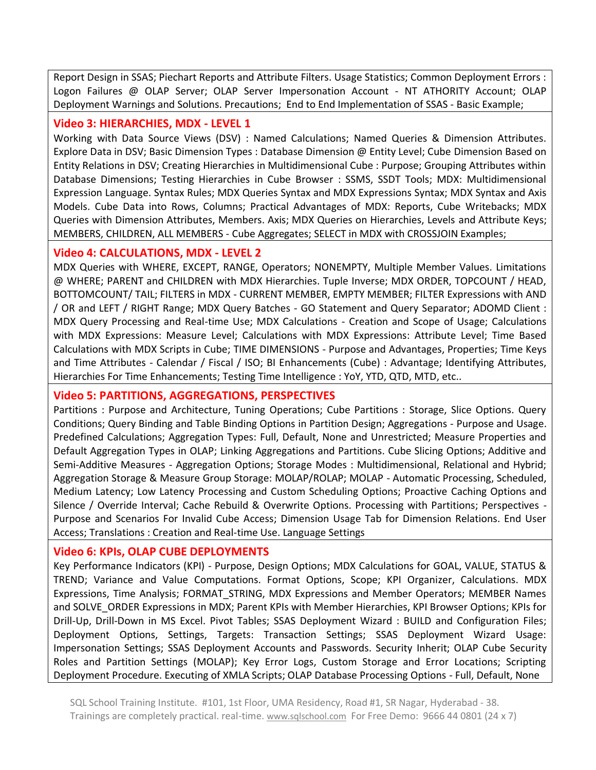Report Design in SSAS; Piechart Reports and Attribute Filters. Usage Statistics; Common Deployment Errors : Logon Failures @ OLAP Server; OLAP Server Impersonation Account - NT ATHORITY Account; OLAP Deployment Warnings and Solutions. Precautions; End to End Implementation of SSAS - Basic Example;

### Video 3: HIERARCHIES, MDX - LEVEL 1

Working with Data Source Views (DSV) : Named Calculations; Named Queries & Dimension Attributes. Explore Data in DSV; Basic Dimension Types : Database Dimension @ Entity Level; Cube Dimension Based on Entity Relations in DSV; Creating Hierarchies in Multidimensional Cube : Purpose; Grouping Attributes within Database Dimensions; Testing Hierarchies in Cube Browser : SSMS, SSDT Tools; MDX: Multidimensional Expression Language. Syntax Rules; MDX Queries Syntax and MDX Expressions Syntax; MDX Syntax and Axis Models. Cube Data into Rows, Columns; Practical Advantages of MDX: Reports, Cube Writebacks; MDX Queries with Dimension Attributes, Members. Axis; MDX Queries on Hierarchies, Levels and Attribute Keys; MEMBERS, CHILDREN, ALL MEMBERS - Cube Aggregates; SELECT in MDX with CROSSJOIN Examples;

### Video 4: CALCULATIONS, MDX - LEVEL 2

MDX Queries with WHERE, EXCEPT, RANGE, Operators; NONEMPTY, Multiple Member Values. Limitations @ WHERE; PARENT and CHILDREN with MDX Hierarchies. Tuple Inverse; MDX ORDER, TOPCOUNT / HEAD, BOTTOMCOUNT/ TAIL; FILTERS in MDX - CURRENT MEMBER, EMPTY MEMBER; FILTER Expressions with AND / OR and LEFT / RIGHT Range; MDX Query Batches - GO Statement and Query Separator; ADOMD Client : MDX Query Processing and Real-time Use; MDX Calculations - Creation and Scope of Usage; Calculations with MDX Expressions: Measure Level; Calculations with MDX Expressions: Attribute Level; Time Based Calculations with MDX Scripts in Cube; TIME DIMENSIONS - Purpose and Advantages, Properties; Time Keys and Time Attributes - Calendar / Fiscal / ISO; BI Enhancements (Cube) : Advantage; Identifying Attributes, Hierarchies For Time Enhancements; Testing Time Intelligence : YoY, YTD, QTD, MTD, etc..

### Video 5: PARTITIONS, AGGREGATIONS, PERSPECTIVES

Partitions : Purpose and Architecture, Tuning Operations; Cube Partitions : Storage, Slice Options. Query Conditions; Query Binding and Table Binding Options in Partition Design; Aggregations - Purpose and Usage. Predefined Calculations; Aggregation Types: Full, Default, None and Unrestricted; Measure Properties and Default Aggregation Types in OLAP; Linking Aggregations and Partitions. Cube Slicing Options; Additive and Semi-Additive Measures - Aggregation Options; Storage Modes : Multidimensional, Relational and Hybrid; Aggregation Storage & Measure Group Storage: MOLAP/ROLAP; MOLAP - Automatic Processing, Scheduled, Medium Latency; Low Latency Processing and Custom Scheduling Options; Proactive Caching Options and Silence / Override Interval; Cache Rebuild & Overwrite Options. Processing with Partitions; Perspectives - Purpose and Scenarios For Invalid Cube Access; Dimension Usage Tab for Dimension Relations. End User Access; Translations : Creation and Real-time Use. Language Settings

### Video 6: KPIs, OLAP CUBE DEPLOYMENTS

Key Performance Indicators (KPI) - Purpose, Design Options; MDX Calculations for GOAL, VALUE, STATUS & TREND; Variance and Value Computations. Format Options, Scope; KPI Organizer, Calculations. MDX Expressions, Time Analysis; FORMAT_STRING, MDX Expressions and Member Operators; MEMBER Names and SOLVE_ORDER Expressions in MDX; Parent KPIs with Member Hierarchies, KPI Browser Options; KPIs for Drill-Up, Drill-Down in MS Excel. Pivot Tables; SSAS Deployment Wizard : BUILD and Configuration Files; Deployment Options, Settings, Targets: Transaction Settings; SSAS Deployment Wizard Usage: Impersonation Settings; SSAS Deployment Accounts and Passwords. Security Inherit; OLAP Cube Security Roles and Partition Settings (MOLAP); Key Error Logs, Custom Storage and Error Locations; Scripting Deployment Procedure. Executing of XMLA Scripts; OLAP Database Processing Options - Full, Default, None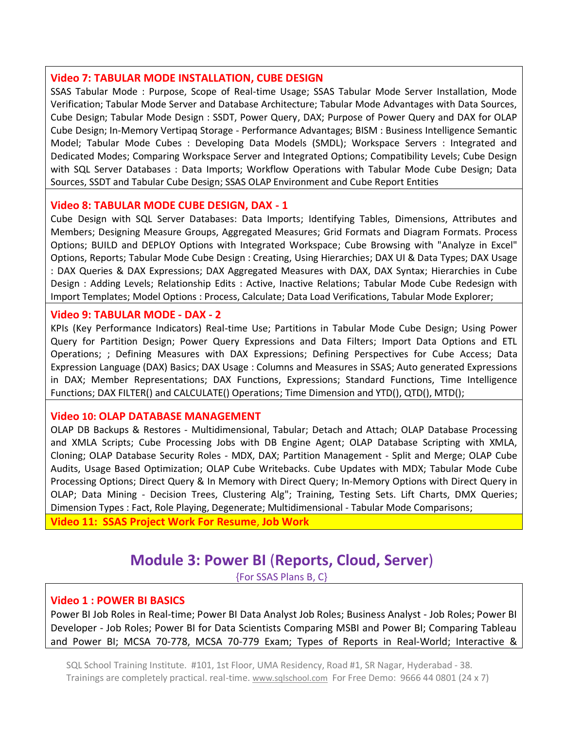### Video 7: TABULAR MODE INSTALLATION, CUBE DESIGN

SSAS Tabular Mode : Purpose, Scope of Real-time Usage; SSAS Tabular Mode Server Installation, Mode Verification; Tabular Mode Server and Database Architecture; Tabular Mode Advantages with Data Sources, Cube Design; Tabular Mode Design : SSDT, Power Query, DAX; Purpose of Power Query and DAX for OLAP Cube Design; In-Memory Vertipaq Storage - Performance Advantages; BISM : Business Intelligence Semantic Model; Tabular Mode Cubes : Developing Data Models (SMDL); Workspace Servers : Integrated and Dedicated Modes; Comparing Workspace Server and Integrated Options; Compatibility Levels; Cube Design with SQL Server Databases : Data Imports; Workflow Operations with Tabular Mode Cube Design; Data Sources, SSDT and Tabular Cube Design; SSAS OLAP Environment and Cube Report Entities

### Video 8: TABULAR MODE CUBE DESIGN, DAX - 1

Cube Design with SQL Server Databases: Data Imports; Identifying Tables, Dimensions, Attributes and Members; Designing Measure Groups, Aggregated Measures; Grid Formats and Diagram Formats. Process Options; BUILD and DEPLOY Options with Integrated Workspace; Cube Browsing with "Analyze in Excel" Options, Reports; Tabular Mode Cube Design : Creating, Using Hierarchies; DAX UI & Data Types; DAX Usage : DAX Queries & DAX Expressions; DAX Aggregated Measures with DAX, DAX Syntax; Hierarchies in Cube Design : Adding Levels; Relationship Edits : Active, Inactive Relations; Tabular Mode Cube Redesign with Import Templates; Model Options : Process, Calculate; Data Load Verifications, Tabular Mode Explorer;

### Video 9: TABULAR MODE - DAX - 2

KPIs (Key Performance Indicators) Real-time Use; Partitions in Tabular Mode Cube Design; Using Power Query for Partition Design; Power Query Expressions and Data Filters; Import Data Options and ETL Operations; ; Defining Measures with DAX Expressions; Defining Perspectives for Cube Access; Data Expression Language (DAX) Basics; DAX Usage : Columns and Measures in SSAS; Auto generated Expressions in DAX; Member Representations; DAX Functions, Expressions; Standard Functions, Time Intelligence Functions; DAX FILTER() and CALCULATE() Operations; Time Dimension and YTD(), QTD(), MTD();

### Video 10: OLAP DATABASE MANAGEMENT

OLAP DB Backups & Restores - Multidimensional, Tabular; Detach and Attach; OLAP Database Processing and XMLA Scripts; Cube Processing Jobs with DB Engine Agent; OLAP Database Scripting with XMLA, Cloning; OLAP Database Security Roles - MDX, DAX; Partition Management - Split and Merge; OLAP Cube Audits, Usage Based Optimization; OLAP Cube Writebacks. Cube Updates with MDX; Tabular Mode Cube Processing Options; Direct Query & In Memory with Direct Query; In-Memory Options with Direct Query in OLAP; Data Mining - Decision Trees, Clustering Alg"; Training, Testing Sets. Lift Charts, DMX Queries; Dimension Types : Fact, Role Playing, Degenerate; Multidimensional - Tabular Mode Comparisons;

### Video 11: SSAS Project Work For Resume, Job Work

## Module 3: Power BI (Reports, Cloud, Server)

{For SSAS Plans B, C}

### Video 1 : POWER BI BASICS

Power BI Job Roles in Real-time; Power BI Data Analyst Job Roles; Business Analyst - Job Roles; Power BI Developer - Job Roles; Power BI for Data Scientists Comparing MSBI and Power BI; Comparing Tableau and Power BI; MCSA 70-778, MCSA 70-779 Exam; Types of Reports in Real-World; Interactive &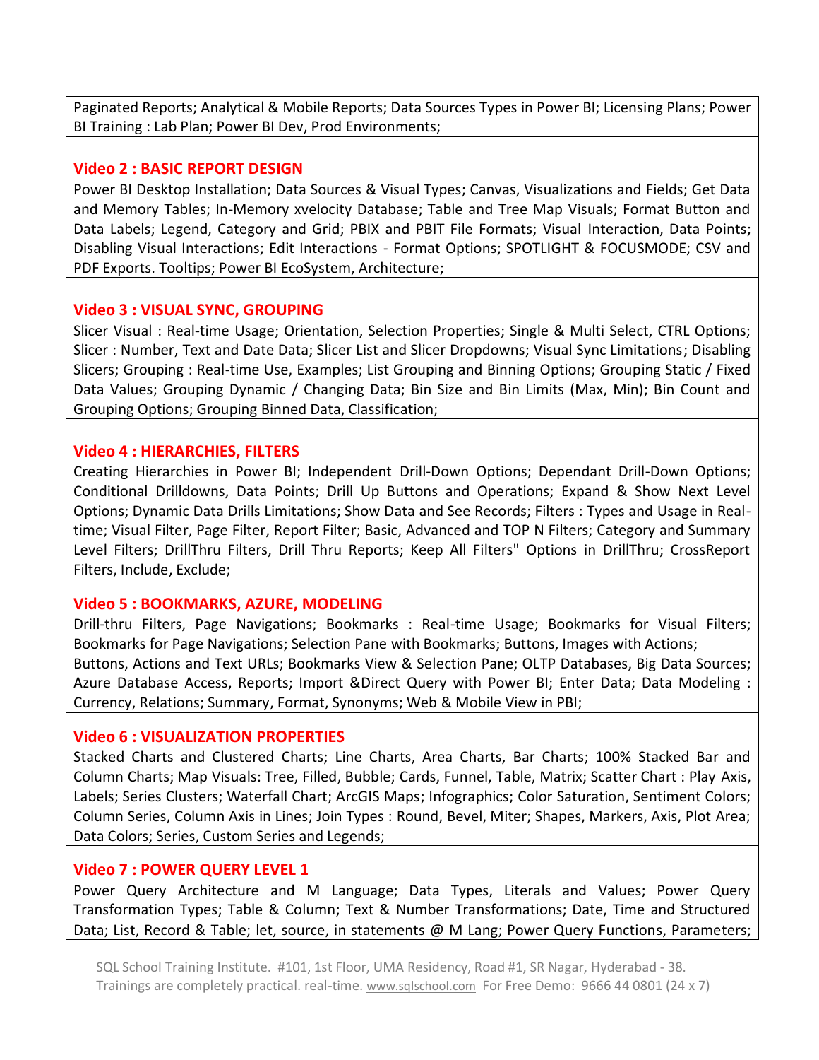Paginated Reports; Analytical & Mobile Reports; Data Sources Types in Power BI; Licensing Plans; Power BI Training : Lab Plan; Power BI Dev, Prod Environments;

### Video 2 : BASIC REPORT DESIGN

Power BI Desktop Installation; Data Sources & Visual Types; Canvas, Visualizations and Fields; Get Data and Memory Tables; In-Memory xvelocity Database; Table and Tree Map Visuals; Format Button and Data Labels; Legend, Category and Grid; PBIX and PBIT File Formats; Visual Interaction, Data Points; Disabling Visual Interactions; Edit Interactions - Format Options; SPOTLIGHT & FOCUSMODE; CSV and PDF Exports. Tooltips; Power BI EcoSystem, Architecture;

### Video 3 : VISUAL SYNC, GROUPING

Slicer Visual : Real-time Usage; Orientation, Selection Properties; Single & Multi Select, CTRL Options; Slicer : Number, Text and Date Data; Slicer List and Slicer Dropdowns; Visual Sync Limitations; Disabling Slicers; Grouping : Real-time Use, Examples; List Grouping and Binning Options; Grouping Static / Fixed Data Values; Grouping Dynamic / Changing Data; Bin Size and Bin Limits (Max, Min); Bin Count and Grouping Options; Grouping Binned Data, Classification;

### Video 4 : HIERARCHIES, FILTERS

Creating Hierarchies in Power BI; Independent Drill-Down Options; Dependant Drill-Down Options; Conditional Drilldowns, Data Points; Drill Up Buttons and Operations; Expand & Show Next Level Options; Dynamic Data Drills Limitations; Show Data and See Records; Filters : Types and Usage in Real-time; Visual Filter, Page Filter, Report Filter; Basic, Advanced and TOP N Filters; Category and Summary Level Filters; DrillThru Filters, Drill Thru Reports; Keep All Filters" Options in DrillThru; CrossReport Filters, Include, Exclude;

### Video 5 : BOOKMARKS, AZURE, MODELING

Drill-thru Filters, Page Navigations; Bookmarks : Real-time Usage; Bookmarks for Visual Filters; Bookmarks for Page Navigations; Selection Pane with Bookmarks; Buttons, Images with Actions;
Buttons, Actions and Text URLs; Bookmarks View & Selection Pane; OLTP Databases, Big Data Sources; Azure Database Access, Reports; Import &Direct Query with Power BI; Enter Data; Data Modeling : Currency, Relations; Summary, Format, Synonyms; Web & Mobile View in PBI;

### Video 6 : VISUALIZATION PROPERTIES

Stacked Charts and Clustered Charts; Line Charts, Area Charts, Bar Charts; 100% Stacked Bar and Column Charts; Map Visuals: Tree, Filled, Bubble; Cards, Funnel, Table, Matrix; Scatter Chart : Play Axis, Labels; Series Clusters; Waterfall Chart; ArcGIS Maps; Infographics; Color Saturation, Sentiment Colors; Column Series, Column Axis in Lines; Join Types : Round, Bevel, Miter; Shapes, Markers, Axis, Plot Area; Data Colors; Series, Custom Series and Legends;

### Video 7 : POWER QUERY LEVEL 1

Power Query Architecture and M Language; Data Types, Literals and Values; Power Query Transformation Types; Table & Column; Text & Number Transformations; Date, Time and Structured Data; List, Record & Table; let, source, in statements @ M Lang; Power Query Functions, Parameters;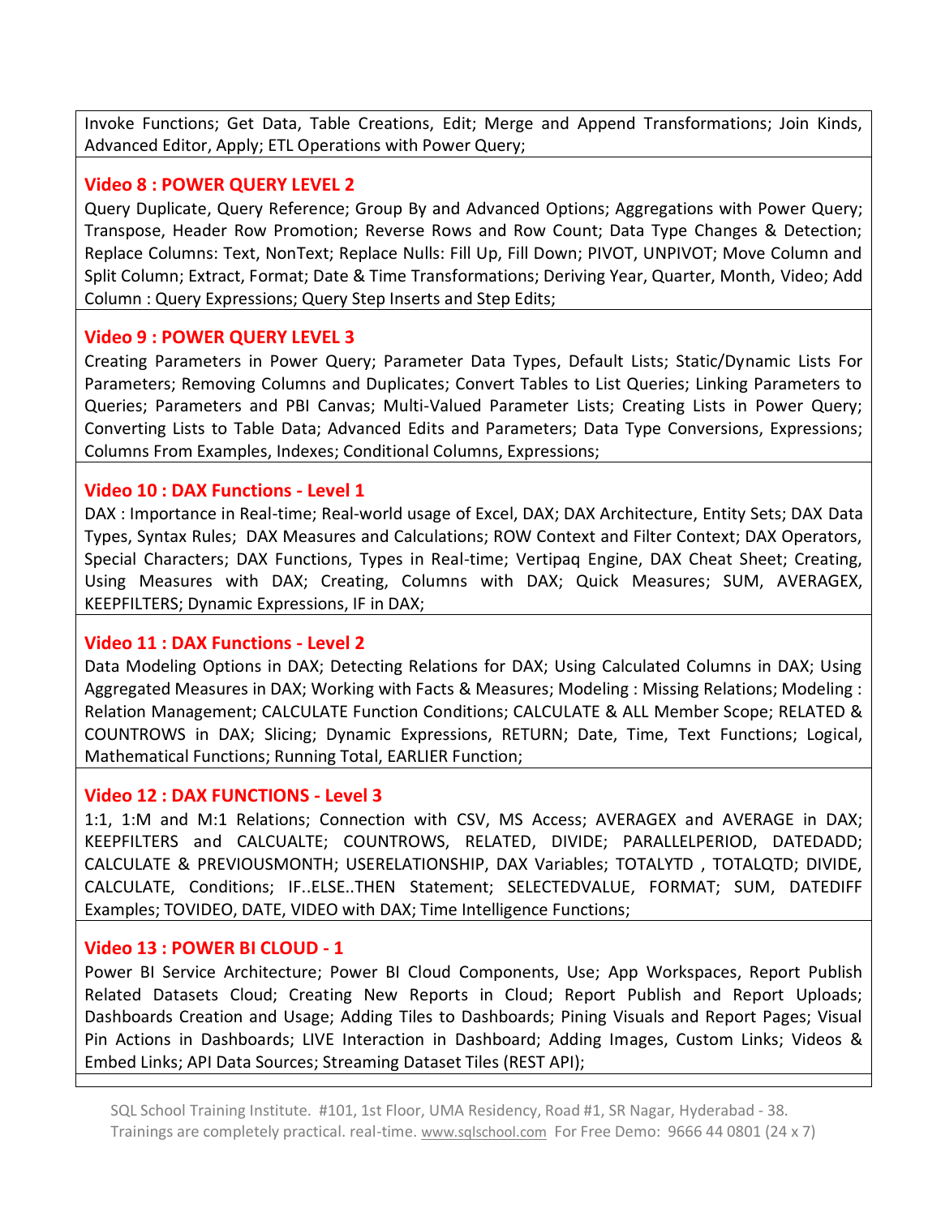Invoke Functions; Get Data, Table Creations, Edit; Merge and Append Transformations; Join Kinds, Advanced Editor, Apply; ETL Operations with Power Query;

### Video 8 : POWER QUERY LEVEL 2

Query Duplicate, Query Reference; Group By and Advanced Options; Aggregations with Power Query; Transpose, Header Row Promotion; Reverse Rows and Row Count; Data Type Changes & Detection; Replace Columns: Text, NonText; Replace Nulls: Fill Up, Fill Down; PIVOT, UNPIVOT; Move Column and Split Column; Extract, Format; Date & Time Transformations; Deriving Year, Quarter, Month, Video; Add Column : Query Expressions; Query Step Inserts and Step Edits;

### Video 9 : POWER QUERY LEVEL 3

Creating Parameters in Power Query; Parameter Data Types, Default Lists; Static/Dynamic Lists For Parameters; Removing Columns and Duplicates; Convert Tables to List Queries; Linking Parameters to Queries; Parameters and PBI Canvas; Multi-Valued Parameter Lists; Creating Lists in Power Query; Converting Lists to Table Data; Advanced Edits and Parameters; Data Type Conversions, Expressions; Columns From Examples, Indexes; Conditional Columns, Expressions;

### Video 10 : DAX Functions - Level 1

DAX : Importance in Real-time; Real-world usage of Excel, DAX; DAX Architecture, Entity Sets; DAX Data Types, Syntax Rules; DAX Measures and Calculations; ROW Context and Filter Context; DAX Operators, Special Characters; DAX Functions, Types in Real-time; Vertipaq Engine, DAX Cheat Sheet; Creating, Using Measures with DAX; Creating, Columns with DAX; Quick Measures; SUM, AVERAGEX, KEEPFILTERS; Dynamic Expressions, IF in DAX;

### Video 11 : DAX Functions - Level 2

Data Modeling Options in DAX; Detecting Relations for DAX; Using Calculated Columns in DAX; Using Aggregated Measures in DAX; Working with Facts & Measures; Modeling : Missing Relations; Modeling : Relation Management; CALCULATE Function Conditions; CALCULATE & ALL Member Scope; RELATED & COUNTROWS in DAX; Slicing; Dynamic Expressions, RETURN; Date, Time, Text Functions; Logical, Mathematical Functions; Running Total, EARLIER Function;

### Video 12 : DAX FUNCTIONS - Level 3

1:1, 1:M and M:1 Relations; Connection with CSV, MS Access; AVERAGEX and AVERAGE in DAX; KEEPFILTERS and CALCUALTE; COUNTROWS, RELATED, DIVIDE; PARALLELPERIOD, DATEDADD; CALCULATE & PREVIOUSMONTH; USERELATIONSHIP, DAX Variables; TOTALYTD , TOTALQTD; DIVIDE, CALCULATE, Conditions; IF..ELSE..THEN Statement; SELECTEDVALUE, FORMAT; SUM, DATEDIFF Examples; TOVIDEO, DATE, VIDEO with DAX; Time Intelligence Functions;

### Video 13 : POWER BI CLOUD - 1

Power BI Service Architecture; Power BI Cloud Components, Use; App Workspaces, Report Publish Related Datasets Cloud; Creating New Reports in Cloud; Report Publish and Report Uploads; Dashboards Creation and Usage; Adding Tiles to Dashboards; Pining Visuals and Report Pages; Visual Pin Actions in Dashboards; LIVE Interaction in Dashboard; Adding Images, Custom Links; Videos & Embed Links; API Data Sources; Streaming Dataset Tiles (REST API);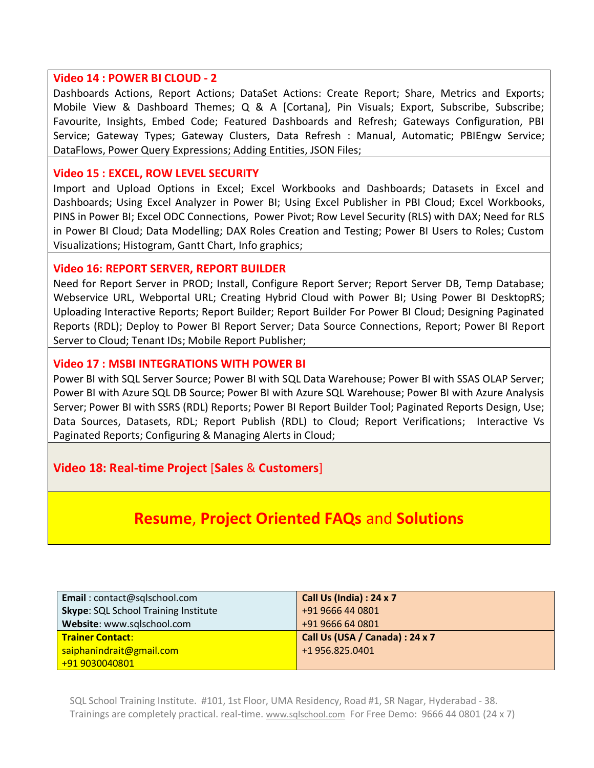### Video 14 : POWER BI CLOUD - 2

Dashboards Actions, Report Actions; DataSet Actions: Create Report; Share, Metrics and Exports; Mobile View & Dashboard Themes; Q & A [Cortana], Pin Visuals; Export, Subscribe, Subscribe; Favourite, Insights, Embed Code; Featured Dashboards and Refresh; Gateways Configuration, PBI Service; Gateway Types; Gateway Clusters, Data Refresh : Manual, Automatic; PBIEngw Service; DataFlows, Power Query Expressions; Adding Entities, JSON Files;

### Video 15 : EXCEL, ROW LEVEL SECURITY

Import and Upload Options in Excel; Excel Workbooks and Dashboards; Datasets in Excel and Dashboards; Using Excel Analyzer in Power BI; Using Excel Publisher in PBI Cloud; Excel Workbooks, PINS in Power BI; Excel ODC Connections, Power Pivot; Row Level Security (RLS) with DAX; Need for RLS in Power BI Cloud; Data Modelling; DAX Roles Creation and Testing; Power BI Users to Roles; Custom Visualizations; Histogram, Gantt Chart, Info graphics;

### Video 16: REPORT SERVER, REPORT BUILDER

Need for Report Server in PROD; Install, Configure Report Server; Report Server DB, Temp Database; Webservice URL, Webportal URL; Creating Hybrid Cloud with Power BI; Using Power BI DesktopRS; Uploading Interactive Reports; Report Builder; Report Builder For Power BI Cloud; Designing Paginated Reports (RDL); Deploy to Power BI Report Server; Data Source Connections, Report; Power BI Report Server to Cloud; Tenant IDs; Mobile Report Publisher;

### Video 17 : MSBI INTEGRATIONS WITH POWER BI

Power BI with SQL Server Source; Power BI with SQL Data Warehouse; Power BI with SSAS OLAP Server; Power BI with Azure SQL DB Source; Power BI with Azure SQL Warehouse; Power BI with Azure Analysis Server; Power BI with SSRS (RDL) Reports; Power BI Report Builder Tool; Paginated Reports Design, Use; Data Sources, Datasets, RDL; Report Publish (RDL) to Cloud; Report Verifications; Interactive Vs Paginated Reports; Configuring & Managing Alerts in Cloud;

### Video 18: Real-time Project [Sales & Customers]

## Resume, Project Oriented FAQs and Solutions

| | |
|---|---|
| **Email** : contact@sqlschool.com<br>**Skype**: SQL School Training Institute<br>**Website**: www.sqlschool.com | **Call Us (India) : 24 x 7**<br>+91 9666 44 0801<br>+91 9666 64 0801 |
| **Trainer Contact**:<br>saiphanindrait@gmail.com<br>+91 9030040801 | **Call Us (USA / Canada) : 24 x 7**<br>+1 956.825.0401 |

SQL School Training Institute. #101, 1st Floor, UMA Residency, Road #1, SR Nagar, Hyderabad - 38.
Trainings are completely practical. real-time. www.sqlschool.com For Free Demo: 9666 44 0801 (24 x 7)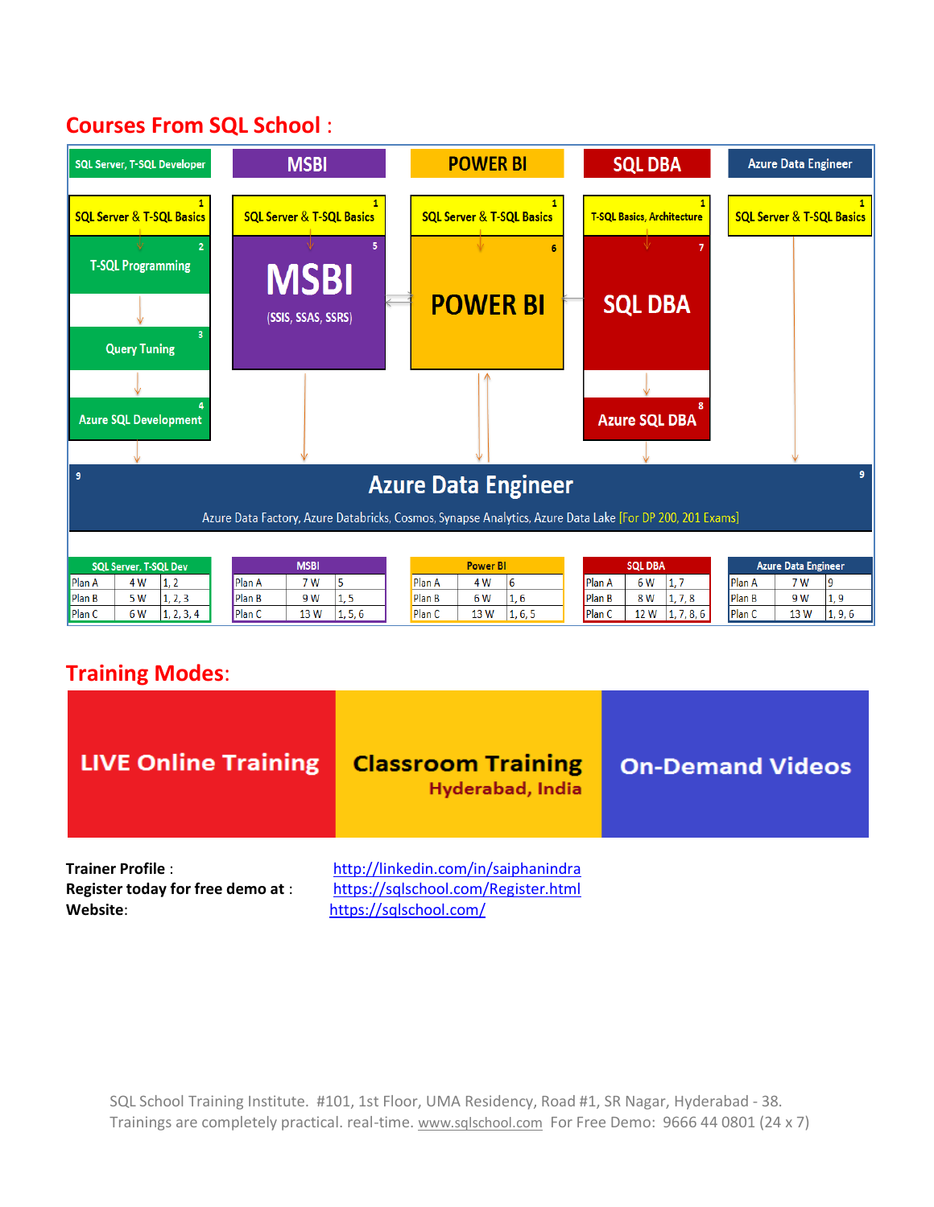## Courses From SQL School :

**SQL Server, T-SQL Developer**

- 1 SQL Server & T-SQL Basics
- 2 T-SQL Programming
- 3 Query Tuning
- 4 Azure SQL Development

**MSBI**

- 1 SQL Server & T-SQL Basics
- 5 MSBI (SSIS, SSAS, SSRS)

**POWER BI**

- 1 SQL Server & T-SQL Basics
- 6 POWER BI

**SQL DBA**

- 1 T-SQL Basics, Architecture
- 7 SQL DBA
- 8 Azure SQL DBA

**Azure Data Engineer**

- 1 SQL Server & T-SQL Basics

**9 Azure Data Engineer**

Azure Data Factory, Azure Databricks, Cosmos, Synapse Analytics, Azure Data Lake [For DP 200, 201 Exams]

| SQL Server, T-SQL Dev | | |
|---|---|---|
| Plan A | 4 W | 1, 2 |
| Plan B | 5 W | 1, 2, 3 |
| Plan C | 6 W | 1, 2, 3, 4 |

| MSBI | | |
|---|---|---|
| Plan A | 7 W | 5 |
| Plan B | 9 W | 1, 5 |
| Plan C | 13 W | 1, 5, 6 |

| Power BI | | |
|---|---|---|
| Plan A | 4 W | 6 |
| Plan B | 6 W | 1, 6 |
| Plan C | 13 W | 1, 6, 5 |

| SQL DBA | | |
|---|---|---|
| Plan A | 6 W | 1, 7 |
| Plan B | 8 W | 1, 7, 8 |
| Plan C | 12 W | 1, 7, 8, 6 |

| Azure Data Engineer | | |
|---|---|---|
| Plan A | 7 W | 9 |
| Plan B | 9 W | 1, 9 |
| Plan C | 13 W | 1, 9, 6 |

## Training Modes:

- **LIVE Online Training**
- **Classroom Training** Hyderabad, India
- **On-Demand Videos**

**Trainer Profile** : http://linkedin.com/in/saiphanindra

**Register today for free demo at** : https://sqlschool.com/Register.html

**Website**: https://sqlschool.com/

SQL School Training Institute. #101, 1st Floor, UMA Residency, Road #1, SR Nagar, Hyderabad - 38.
Trainings are completely practical. real-time. www.sqlschool.com For Free Demo: 9666 44 0801 (24 x 7)